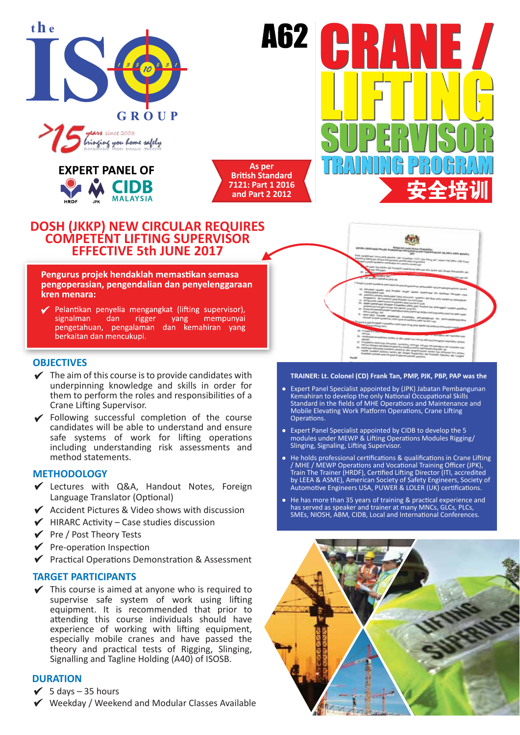the ISO GROUP

>15 years since 2003 bringing you home safely

EXPERT PANEL OF

HRDF JPK CIDB MALAYSIA

As per British Standard 7121: Part 1 2016 and Part 2 2012

# A62 CRANE / LIFTING SUPERVISOR TRAINING PROGRAM

安全培训

## DOSH (JKKP) NEW CIRCULAR REQUIRES COMPETENT LIFTING SUPERVISOR EFFECTIVE 5th JUNE 2017

**Pengurus projek hendaklah memastikan semasa pengoperasian, pengendalian dan penyelenggaraan kren menara:**

- ✔ Pelantikan penyelia mengangkat (lifting supervisor), signalman dan rigger yang mempunyai pengetahuan, pengalaman dan kemahiran yang berkaitan dan mencukupi.

### OBJECTIVES

- ✔ The aim of this course is to provide candidates with underpinning knowledge and skills in order for them to perform the roles and responsibilities of a Crane Lifting Supervisor.
- ✔ Following successful completion of the course candidates will be able to understand and ensure safe systems of work for lifting operations including understanding risk assessments and method statements.

### METHODOLOGY

- ✔ Lectures with Q&A, Handout Notes, Foreign Language Translator (Optional)
- ✔ Accident Pictures & Video shows with discussion
- ✔ HIRARC Activity – Case studies discussion
- ✔ Pre / Post Theory Tests
- ✔ Pre-operation Inspection
- ✔ Practical Operations Demonstration & Assessment

### TARGET PARTICIPANTS

- ✔ This course is aimed at anyone who is required to supervise safe system of work using lifting equipment. It is recommended that prior to attending this course individuals should have experience of working with lifting equipment, especially mobile cranes and have passed the theory and practical tests of Rigging, Slinging, Signalling and Tagline Holding (A40) of ISOSB.

### DURATION

- ✔ 5 days – 35 hours
- ✔ Weekday / Weekend and Modular Classes Available

**TRAINER: Lt. Colonel (CD) Frank Tan, PMP, PJK, PBP, PAP was the**

- Expert Panel Specialist appointed by (JPK) Jabatan Pembangunan Kemahiran to develop the only National Occupational Skills Standard in the fields of MHE Operations and Maintenance and Mobile Elevating Work Platform Operations, Crane Lifting Operations.
- Expert Panel Specialist appointed by CIDB to develop the 5 modules under MEWP & Lifting Operations Modules Rigging/ Slinging, Signaling, Lifting Supervisor.
- He holds professional certifications & qualifications in Crane Lifting / MHE / MEWP Operations and Vocational Training Officer (JPK), Train The Trainer (HRDF), Certified Lifting Director (ITI, accredited by LEEA & ASME), American Society of Safety Engineers, Society of Automotive Engineers USA, PUWER & LOLER (UK) certifications.
- He has more than 35 years of training & practical experience and has served as speaker and trainer at many MNCs, GLCs, PLCs, SMEs, NIOSH, ABM, CIDB, Local and International Conferences.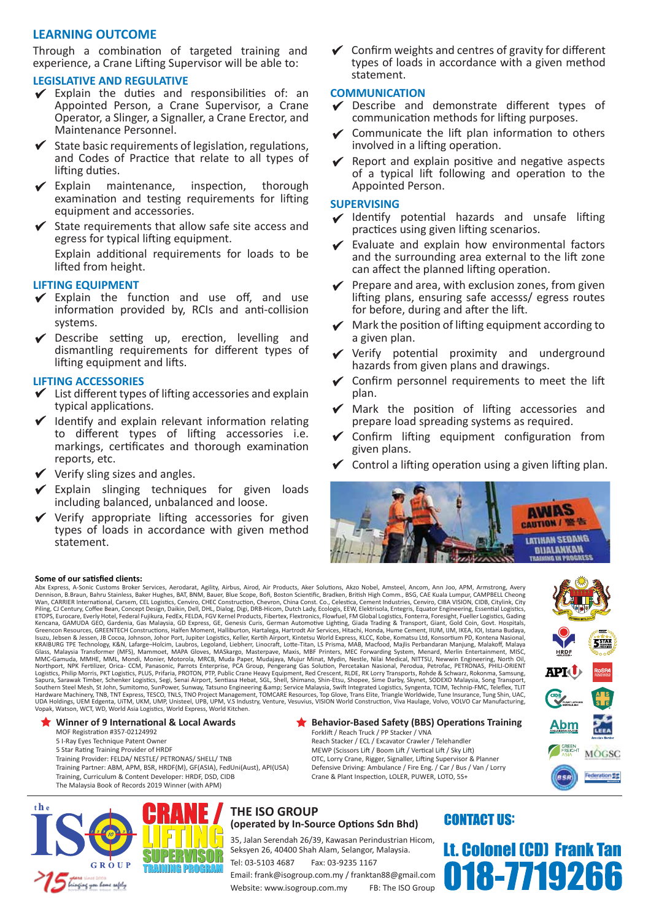## LEARNING OUTCOME

Through a combination of targeted training and experience, a Crane Lifting Supervisor will be able to:

### LEGISLATIVE AND REGULATIVE

- ✔ Explain the duties and responsibilities of: an Appointed Person, a Crane Supervisor, a Crane Operator, a Slinger, a Signaller, a Crane Erector, and Maintenance Personnel.
- ✔ State basic requirements of legislation, regulations, and Codes of Practice that relate to all types of lifting duties.
- ✔ Explain maintenance, inspection, thorough examination and testing requirements for lifting equipment and accessories.
- ✔ State requirements that allow safe site access and egress for typical lifting equipment.

  Explain additional requirements for loads to be lifted from height.

### LIFTING EQUIPMENT

- ✔ Explain the function and use off, and use information provided by, RCIs and anti-collision systems.
- ✔ Describe setting up, erection, levelling and dismantling requirements for different types of lifting equipment and lifts.

### LIFTING ACCESSORIES

- ✔ List different types of lifting accessories and explain typical applications.
- ✔ Identify and explain relevant information relating to different types of lifting accessories i.e. markings, certificates and thorough examination reports, etc.
- ✔ Verify sling sizes and angles.
- ✔ Explain slinging techniques for given loads including balanced, unbalanced and loose.
- ✔ Verify appropriate lifting accessories for given types of loads in accordance with given method statement.
- ✔ Confirm weights and centres of gravity for different types of loads in accordance with a given method statement.

### COMMUNICATION

- ✔ Describe and demonstrate different types of communication methods for lifting purposes.
- ✔ Communicate the lift plan information to others involved in a lifting operation.
- ✔ Report and explain positive and negative aspects of a typical lift following and operation to the Appointed Person.

### SUPERVISING

- ✔ Identify potential hazards and unsafe lifting practices using given lifting scenarios.
- ✔ Evaluate and explain how environmental factors and the surrounding area external to the lift zone can affect the planned lifting operation.
- ✔ Prepare and area, with exclusion zones, from given lifting plans, ensuring safe accesss/ egress routes for before, during and after the lift.
- ✔ Mark the position of lifting equipment according to a given plan.
- ✔ Verify potential proximity and underground hazards from given plans and drawings.
- ✔ Confirm personnel requirements to meet the lift plan.
- ✔ Mark the position of lifting accessories and prepare load spreading systems as required.
- ✔ Confirm lifting equipment configuration from given plans.
- ✔ Control a lifting operation using a given lifting plan.

AWAS CAUTION / 警告 LATIHAN SEDANG DIJALANKAN TRAINING IN PROGRESS

**Some of our satisfied clients:**
Abx Express, A-Sonic Customs Broker Services, Aerodarat, Agility, Airbus, Aird, Air Products, Aker Solutions, Akzo Nobel, Amsteel, Ancom, Ann Joo, APM, Armstrong, Avery Dennison, B.Braun, Bahru Stainless, Baker Hughes, BAT, BNM, Bauer, Blue Scope, Bofi, Boston Scientific, Bradken, British High Comm., BSG, CAE Kuala Lumpur, CAMPBELL Cheong Wan, CARRIER International, Carsem, CEL Logistics, Cenviro, CHEC Construction, Chevron, China Const. Co., Celestica, Cement Industries, Cenviro, CIBA VISION, CIDB, Citylink, City Piling, CJ Century, Coffee Bean, Concept Design, Daikin, Dell, DHL, Dialog, Digi, DRB-Hicom, Dutch Lady, Ecologis, EEW, Elektrisola, Entegris, Equator Engineering, Essential Logistics, ETOPS, Eurocare, Everly Hotel, Federal Fujikura, FedEx, FELDA, FGV Kernel Products, Fibertex, Flextronics, Flowfuel, FM Global Logistics, Fonterra, Foresight, Fueller Logistics, Gading Kencana, GAMUDA GEO, Gardenia, Gas Malaysia, GD Express, GE, Genesis Curis, German Automotive Lighting, Giada Trading & Transport, Giant, Gold Coin, Govt. Hospitals, Greencon Resources, GREENTECH Constructions, Halfen Moment, Halliburton, Hartalega, Hartrodt Air Services, Hitachi, Honda, Hume Cement, IIUM, IJM, IKEA, IOI, Istana Budaya, Isuzu, Jebsen & Jessen, JB Cocoa, Johnson, Johor Port, Jupiter Logistics, Keller, Kertih Airport, Kintetsu World Express, KLCC, Kobe, Komatsu Ltd, Konsortium PD, Kontena Nasional, KRAIBURG TPE Technology, K&N, Lafarge–Holcim, Laubros, Legoland, Liebherr, Linocraft, Lotte-Titan, LS Prisma, MAB, Macfood, Majlis Perbandaran Manjung, Malakoff, Malaya Glass, Malaysia Transformer (MFS), Mammoet, MAPA Gloves, MASkargo, Masterpave, Maxis, MBF Printers, MEC Forwarding System, Menard, Merlin Entertainment, MISC, MMC-Gamuda, MMHE, MML, Mondi, Monier, Motorola, MRCB, Muda Paper, Mudajaya, Mujur Minat, Mydin, Nestle, Nilai Medical, NITTSU, Newwin Engineering, North Oil, Northport, NPK Fertilizer, Orica- CCM, Panasonic, Parrots Enterprise, PCA Group, Pengerang Gas Solution, Percetakan Nasional, Perodua, Petrofac, PETRONAS, PHILI-ORIENT Logistics, Philip Morris, PKT Logistics, PLUS, Prifaria, PROTON, PTP, Public Crane Heavy Equipment, Red Crescent, RLDE, RK Lorry Transports, Rohde & Schwarz, Rokonma, Samsung, Sapura, Sarawak Timber, Schenker Logistics, Segi, Senai Airport, Sentiasa Hebat, SGL, Shell, Shimano, Shin-Etsu, Shopee, Sime Darby, Skynet, SODEXO Malaysia, Song Transport, Southern Steel Mesh, St John, Sumitomo, SunPower, Sunway, Tatsuno Engineering &amp; Service Malaysia, Swift Integrated Logistics, Syngenta, TCIM, Technip-FMC, Teleflex, TLIT Hardware Machinery, TNB, TNT Express, TESCO, TNLS, TNO Project Management, TOMCARE Resources, Top Glove, Trans Elite, Triangle Worldwide, Tune Insurance, Tung Shin, UAC, UDA Holdings, UEM Edgenta, UiTM, UKM, UMP, Unisteel, UPB, UPM, V.S Industry, Venture, Vesuvius, VISION World Construction, Viva Haulage, Volvo, VOLVO Car Manufacturing, Vopak, Watson, WCT, WD, World Asia Logistics, World Express, World Kitchen.

**★ Winner of 9 International & Local Awards**
MOF Registration #357-02124992
5 I-Ray Eyes Technique Patent Owner
5 Star Rating Training Provider of HRDF
Training Provider: FELDA/ NESTLE/ PETRONAS/ SHELL/ TNB
Training Partner: ABM, APM, BSR, HRDF(M), GF(ASIA), FedUni(Aust), API(USA)
Training, Curriculum & Content Developer: HRDF, DSD, CIDB
The Malaysia Book of Records 2019 Winner (with APM)

**★ Behavior-Based Safety (BBS) Operations Training**
Forklift / Reach Truck / PP Stacker / VNA
Reach Stacker / ECL / Excavator Crawler / Telehandler
MEWP (Scissors Lift / Boom Lift / Vertical Lift / Sky Lift)
OTC, Lorry Crane, Rigger, Signaller, Lifting Supervisor & Planner
Defensive Driving: Ambulance / Fire Eng. / Car / Bus / Van / Lorry
Crane & Plant Inspection, LOLER, PUWER, LOTO, 5S+

HRDF, 5 STAR, API, RoSPA, CIDB, ABM, LEEA, GREEN FREIGHT ASIA, MOGSC, BSR, Federation

the ISO GROUP
>15 years Since 2005 bringing you home safely

# CRANE / LIFTING SUPERVISOR TRAINING PROGRAM

**THE ISO GROUP**
**(operated by In-Source Options Sdn Bhd)**

35, Jalan Serendah 26/39, Kawasan Perindustrian Hicom,
Seksyen 26, 40400 Shah Alam, Selangor, Malaysia.
Tel: 03-5103 4687  Fax: 03-9235 1167
Email: frank@isogroup.com.my / franktan88@gmail.com
Website: www.isogroup.com.my  FB: The ISO Group

**CONTACT US:**

**Lt. Colonel (CD) Frank Tan**
**018-7719266**